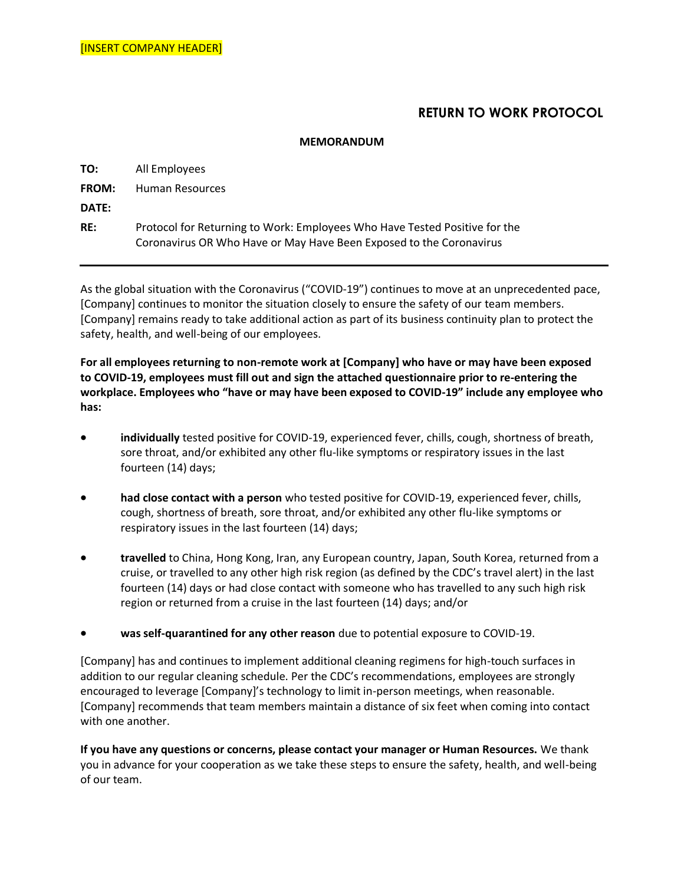[INSERT COMPANY HEADER]

# RETURN TO WORK PROTOCOL

**MEMORANDUM**

**TO:** All Employees

**FROM:** Human Resources

**DATE:**

**RE:** Protocol for Returning to Work: Employees Who Have Tested Positive for the Coronavirus OR Who Have or May Have Been Exposed to the Coronavirus

---

As the global situation with the Coronavirus (“COVID-19”) continues to move at an unprecedented pace, [Company] continues to monitor the situation closely to ensure the safety of our team members. [Company] remains ready to take additional action as part of its business continuity plan to protect the safety, health, and well-being of our employees.

**For all employees returning to non-remote work at [Company] who have or may have been exposed to COVID-19, employees must fill out and sign the attached questionnaire prior to re-entering the workplace. Employees who “have or may have been exposed to COVID-19” include any employee who has:**

- **individually** tested positive for COVID-19, experienced fever, chills, cough, shortness of breath, sore throat, and/or exhibited any other flu-like symptoms or respiratory issues in the last fourteen (14) days;

- **had close contact with a person** who tested positive for COVID-19, experienced fever, chills, cough, shortness of breath, sore throat, and/or exhibited any other flu-like symptoms or respiratory issues in the last fourteen (14) days;

- **travelled** to China, Hong Kong, Iran, any European country, Japan, South Korea, returned from a cruise, or travelled to any other high risk region (as defined by the CDC’s travel alert) in the last fourteen (14) days or had close contact with someone who has travelled to any such high risk region or returned from a cruise in the last fourteen (14) days; and/or

- **was self-quarantined for any other reason** due to potential exposure to COVID-19.

[Company] has and continues to implement additional cleaning regimens for high-touch surfaces in addition to our regular cleaning schedule. Per the CDC’s recommendations, employees are strongly encouraged to leverage [Company]’s technology to limit in-person meetings, when reasonable. [Company] recommends that team members maintain a distance of six feet when coming into contact with one another.

**If you have any questions or concerns, please contact your manager or Human Resources.** We thank you in advance for your cooperation as we take these steps to ensure the safety, health, and well-being of our team.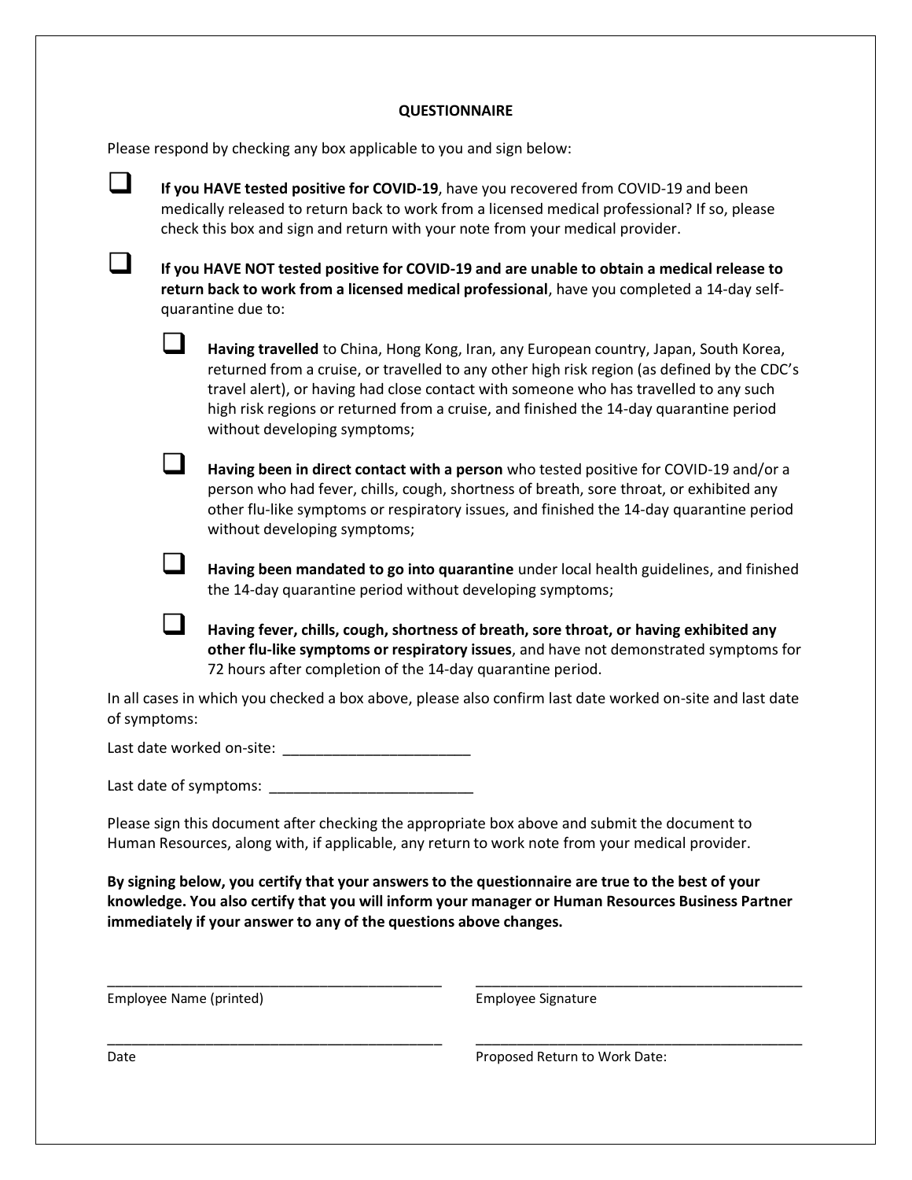**QUESTIONNAIRE**

Please respond by checking any box applicable to you and sign below:

- ☐ **If you HAVE tested positive for COVID-19**, have you recovered from COVID-19 and been medically released to return back to work from a licensed medical professional? If so, please check this box and sign and return with your note from your medical provider.

- ☐ **If you HAVE NOT tested positive for COVID-19 and are unable to obtain a medical release to return back to work from a licensed medical professional**, have you completed a 14-day self-quarantine due to:

  - ☐ **Having travelled** to China, Hong Kong, Iran, any European country, Japan, South Korea, returned from a cruise, or travelled to any other high risk region (as defined by the CDC's travel alert), or having had close contact with someone who has travelled to any such high risk regions or returned from a cruise, and finished the 14-day quarantine period without developing symptoms;

  - ☐ **Having been in direct contact with a person** who tested positive for COVID-19 and/or a person who had fever, chills, cough, shortness of breath, sore throat, or exhibited any other flu-like symptoms or respiratory issues, and finished the 14-day quarantine period without developing symptoms;

  - ☐ **Having been mandated to go into quarantine** under local health guidelines, and finished the 14-day quarantine period without developing symptoms;

  - ☐ **Having fever, chills, cough, shortness of breath, sore throat, or having exhibited any other flu-like symptoms or respiratory issues**, and have not demonstrated symptoms for 72 hours after completion of the 14-day quarantine period.

In all cases in which you checked a box above, please also confirm last date worked on-site and last date of symptoms:

Last date worked on-site: _______________________

Last date of symptoms: _________________________

Please sign this document after checking the appropriate box above and submit the document to Human Resources, along with, if applicable, any return to work note from your medical provider.

**By signing below, you certify that your answers to the questionnaire are true to the best of your knowledge. You also certify that you will inform your manager or Human Resources Business Partner immediately if your answer to any of the questions above changes.**

___________________________________________ Employee Name (printed)

___________________________________________ Employee Signature

___________________________________________ Date

___________________________________________ Proposed Return to Work Date: